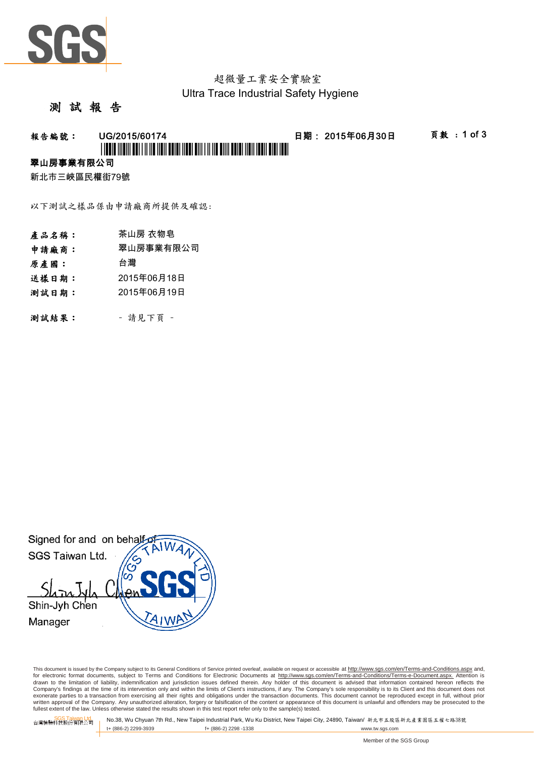SGS

超微量工業安全實驗室
Ultra Trace Industrial Safety Hygiene

# 測 試 報 告

**報告編號： UG/2015/60174** **日期： 2015年06月30日** **頁數 ：1 of 3**

**翠山房事業有限公司**

新北市三峽區民權街79號

以下測試之樣品係由申請廠商所提供及確認:

| | |
|---|---|
| **產品名稱：** | 茶山房 衣物皂 |
| **申請廠商：** | 翠山房事業有限公司 |
| **原產國：** | 台灣 |
| **送樣日期：** | 2015年06月18日 |
| **測試日期：** | 2015年06月19日 |

**測試結果：** - 請見下頁 -

Signed for and on behalf of
SGS Taiwan Ltd.

Shin-Jyh Chen
Manager

This document is issued by the Company subject to its General Conditions of Service printed overleaf, available on request or accessible at http://www.sgs.com/en/Terms-and-Conditions.aspx and, for electronic format documents, subject to Terms and Conditions for Electronic Documents at http://www.sgs.com/en/Terms-and-Conditions/Terms-e-Document.aspx. Attention is drawn to the limitation of liability, indemnification and jurisdiction issues defined therein. Any holder of this document is advised that information contained hereon reflects the Company's findings at the time of its intervention only and within the limits of Client's instructions, if any. The Company's sole responsibility is to its Client and this document does not exonerate parties to a transaction from exercising all their rights and obligations under the transaction documents. This document cannot be reproduced except in full, without prior written approval of the Company. Any unauthorized alteration, forgery or falsification of the content or appearance of this document is unlawful and offenders may be prosecuted to the fullest extent of the law. Unless otherwise stated the results shown in this test report refer only to the sample(s) tested.

SGS Taiwan Ltd. 台灣檢驗科技股份有限公司 | No.38, Wu Chyuan 7th Rd., New Taipei Industrial Park, Wu Ku District, New Taipei City, 24890, Taiwan/ 新北市五股區新北產業園區五權七路38號
t+ (886-2) 2299-3939 f+ (886-2) 2298 -1338 www.tw.sgs.com

Member of the SGS Group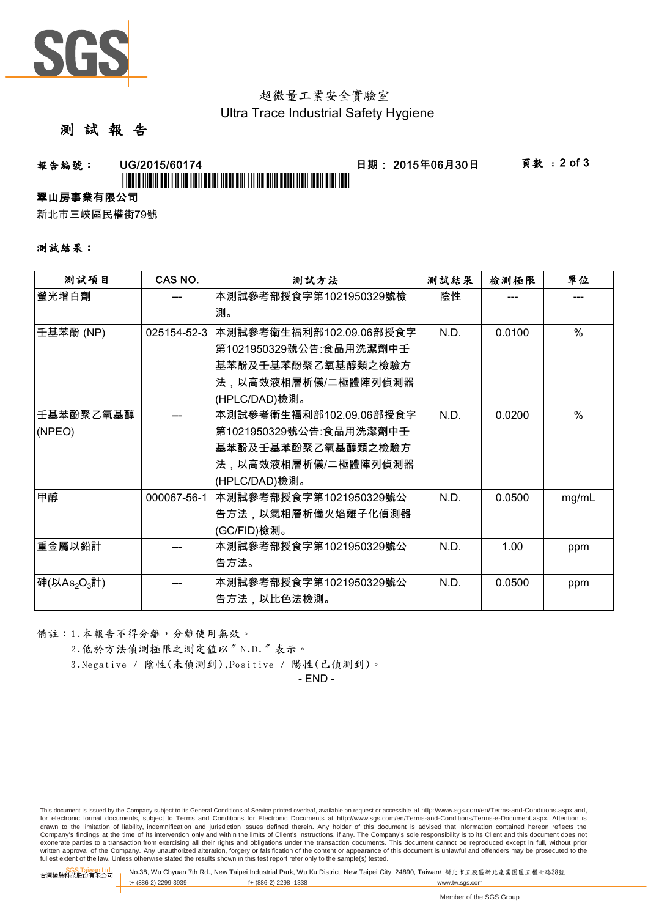超微量工業安全實驗室

Ultra Trace Industrial Safety Hygiene

# 測 試 報 告

**報告編號：** UG/2015/60174　　**日期：** 2015年06月30日

**翠山房事業有限公司**

新北市三峽區民權街79號

**測試結果：**

| 測試項目 | CAS NO. | 測試方法 | 測試結果 | 檢測極限 | 單位 |
|---|---|---|---|---|---|
| 螢光增白劑 | --- | 本測試參考部授食字第1021950329號檢測。 | 陰性 | --- | --- |
| 壬基苯酚 (NP) | 025154-52-3 | 本測試參考衛生福利部102.09.06部授食字第1021950329號公告:食品用洗潔劑中壬基苯酚及壬基苯酚聚乙氧基醇類之檢驗方法，以高效液相層析儀/二極體陣列偵測器(HPLC/DAD)檢測。 | N.D. | 0.0100 | % |
| 壬基苯酚聚乙氧基醇 (NPEO) | --- | 本測試參考衛生福利部102.09.06部授食字第1021950329號公告:食品用洗潔劑中壬基苯酚及壬基苯酚聚乙氧基醇類之檢驗方法，以高效液相層析儀/二極體陣列偵測器(HPLC/DAD)檢測。 | N.D. | 0.0200 | % |
| 甲醇 | 000067-56-1 | 本測試參考部授食字第1021950329號公告方法，以氣相層析儀火焰離子化偵測器(GC/FID)檢測。 | N.D. | 0.0500 | mg/mL |
| 重金屬以鉛計 | --- | 本測試參考部授食字第1021950329號公告方法。 | N.D. | 1.00 | ppm |
| 砷(以$As_2O_3$計) | --- | 本測試參考部授食字第1021950329號公告方法，以比色法檢測。 | N.D. | 0.0500 | ppm |

備註：1.本報告不得分離，分離使用無效。

2.低於方法偵測極限之測定值以〞N.D.〞表示。

3.Negative / 陰性(未偵測到),Positive / 陽性(已偵測到)。

- END -

This document is issued by the Company subject to its General Conditions of Service printed overleaf, available on request or accessible at http://www.sgs.com/en/Terms-and-Conditions.aspx and, for electronic format documents, subject to Terms and Conditions for Electronic Documents at http://www.sgs.com/en/Terms-and-Conditions/Terms-e-Document.aspx. Attention is drawn to the limitation of liability, indemnification and jurisdiction issues defined therein. Any holder of this document is advised that information contained hereon reflects the Company's findings at the time of its intervention only and within the limits of Client's instructions, if any. The Company's sole responsibility is to its Client and this document does not exonerate parties to a transaction from exercising all their rights and obligations under the transaction documents. This document cannot be reproduced except in full, without prior written approval of the Company. Any unauthorized alteration, forgery or falsification of the content or appearance of this document is unlawful and offenders may be prosecuted to the fullest extent of the law. Unless otherwise stated the results shown in this test report refer only to the sample(s) tested.

SGS Taiwan Ltd. 台灣檢驗科技股份有限公司 | No.38, Wu Chyuan 7th Rd., New Taipei Industrial Park, Wu Ku District, New Taipei City, 24890, Taiwan/ 新北市五股區新北產業園區五權七路38號

t+ (886-2) 2299-3939　f+ (886-2) 2298 -1338　www.tw.sgs.com

Member of the SGS Group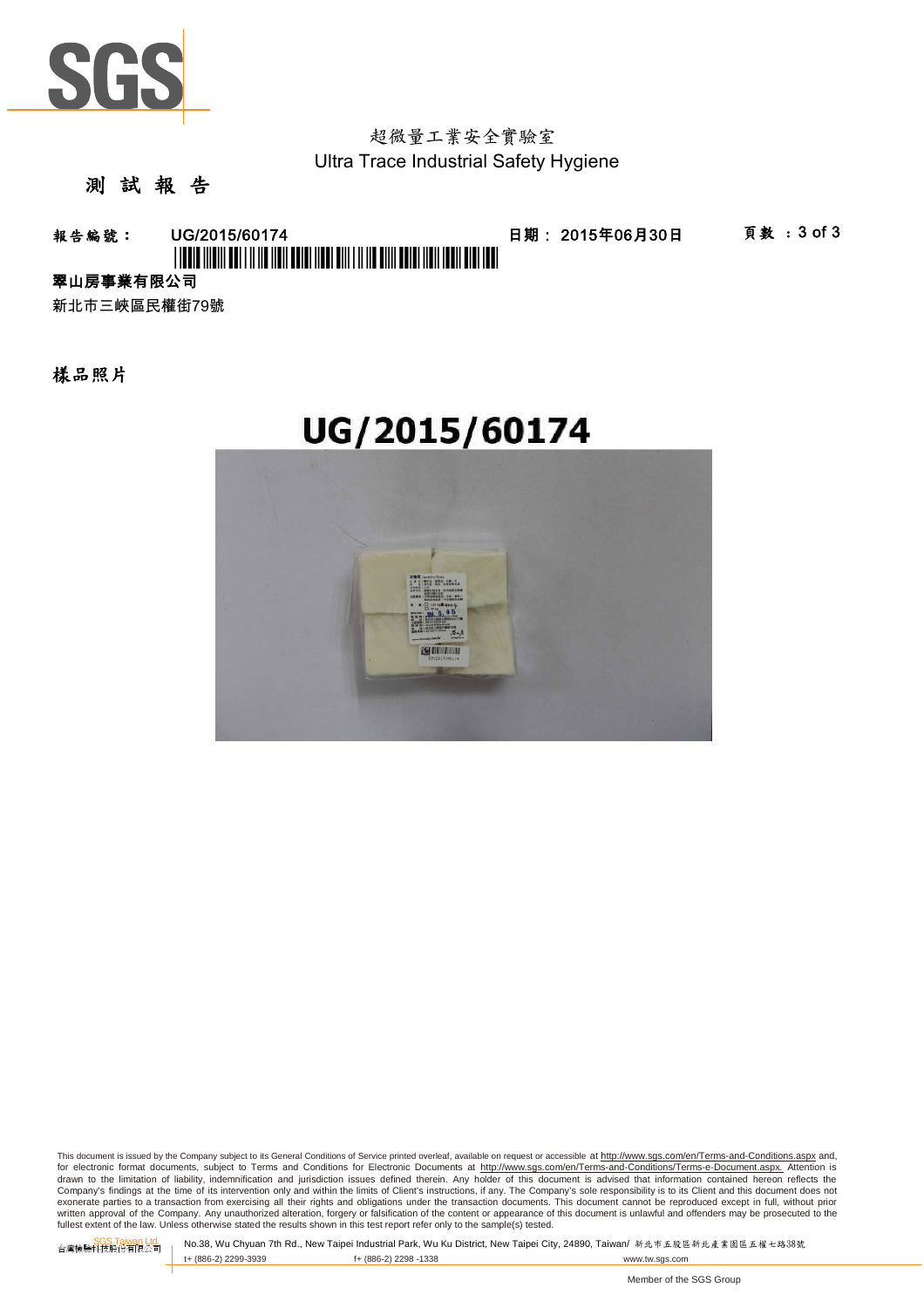超微量工業安全實驗室

Ultra Trace Industrial Safety Hygiene

# 測 試 報 告

報告編號： UG/2015/60174 日期： 2015年06月30日

翠山房事業有限公司

新北市三峽區民權街79號

## 樣品照片

UG/2015/60174

This document is issued by the Company subject to its General Conditions of Service printed overleaf, available on request or accessible at http://www.sgs.com/en/Terms-and-Conditions.aspx and, for electronic format documents, subject to Terms and Conditions for Electronic Documents at http://www.sgs.com/en/Terms-and-Conditions/Terms-e-Document.aspx. Attention is drawn to the limitation of liability, indemnification and jurisdiction issues defined therein. Any holder of this document is advised that information contained hereon reflects the Company's findings at the time of its intervention only and within the limits of Client's instructions, if any. The Company's sole responsibility is to its Client and this document does not exonerate parties to a transaction from exercising all their rights and obligations under the transaction documents. This document cannot be reproduced except in full, without prior written approval of the Company. Any unauthorized alteration, forgery or falsification of the content or appearance of this document is unlawful and offenders may be prosecuted to the fullest extent of the law. Unless otherwise stated the results shown in this test report refer only to the sample(s) tested.

SGS Taiwan Ltd. 台灣檢驗科技股份有限公司 No.38, Wu Chyuan 7th Rd., New Taipei Industrial Park, Wu Ku District, New Taipei City, 24890, Taiwan/ 新北市五股區新北產業園區五權七路38號

t+ (886-2) 2299-3939 f+ (886-2) 2298 -1338 www.tw.sgs.com

Member of the SGS Group